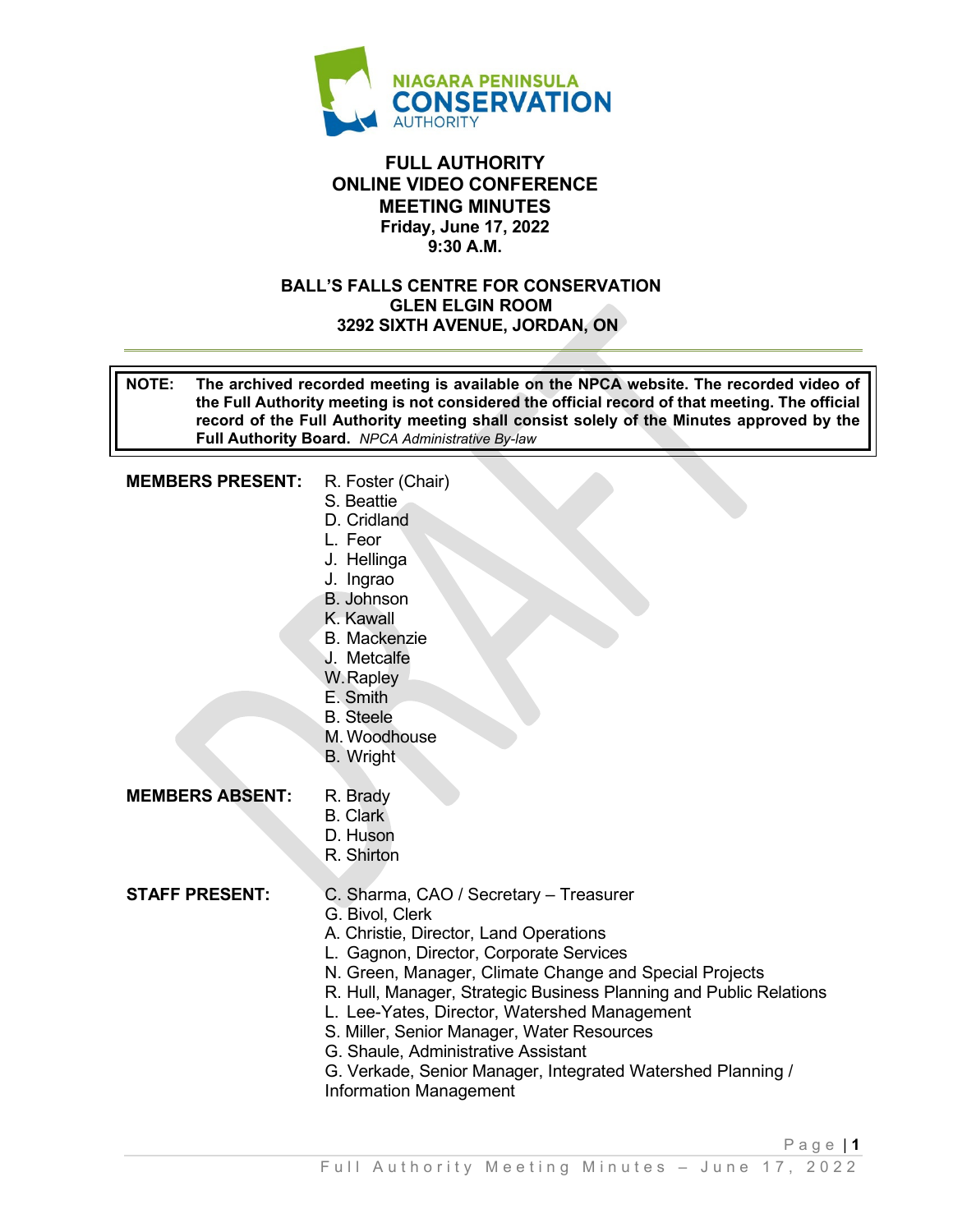NIAGARA PENINSULA CONSERVATION AUTHORITY

# FULL AUTHORITY
# ONLINE VIDEO CONFERENCE
# MEETING MINUTES

**Friday, June 17, 2022**
**9:30 A.M.**

**BALL'S FALLS CENTRE FOR CONSERVATION**
**GLEN ELGIN ROOM**
**3292 SIXTH AVENUE, JORDAN, ON**

---

**NOTE: The archived recorded meeting is available on the NPCA website. The recorded video of the Full Authority meeting is not considered the official record of that meeting. The official record of the Full Authority meeting shall consist solely of the Minutes approved by the Full Authority Board.** *NPCA Administrative By-law*

**MEMBERS PRESENT:**
- R. Foster (Chair)
- S. Beattie
- D. Cridland
- L. Feor
- J. Hellinga
- J. Ingrao
- B. Johnson
- K. Kawall
- B. Mackenzie
- J. Metcalfe
- W. Rapley
- E. Smith
- B. Steele
- M. Woodhouse
- B. Wright

**MEMBERS ABSENT:**
- R. Brady
- B. Clark
- D. Huson
- R. Shirton

**STAFF PRESENT:**
- C. Sharma, CAO / Secretary – Treasurer
- G. Bivol, Clerk
- A. Christie, Director, Land Operations
- L. Gagnon, Director, Corporate Services
- N. Green, Manager, Climate Change and Special Projects
- R. Hull, Manager, Strategic Business Planning and Public Relations
- L. Lee-Yates, Director, Watershed Management
- S. Miller, Senior Manager, Water Resources
- G. Shaule, Administrative Assistant
- G. Verkade, Senior Manager, Integrated Watershed Planning / Information Management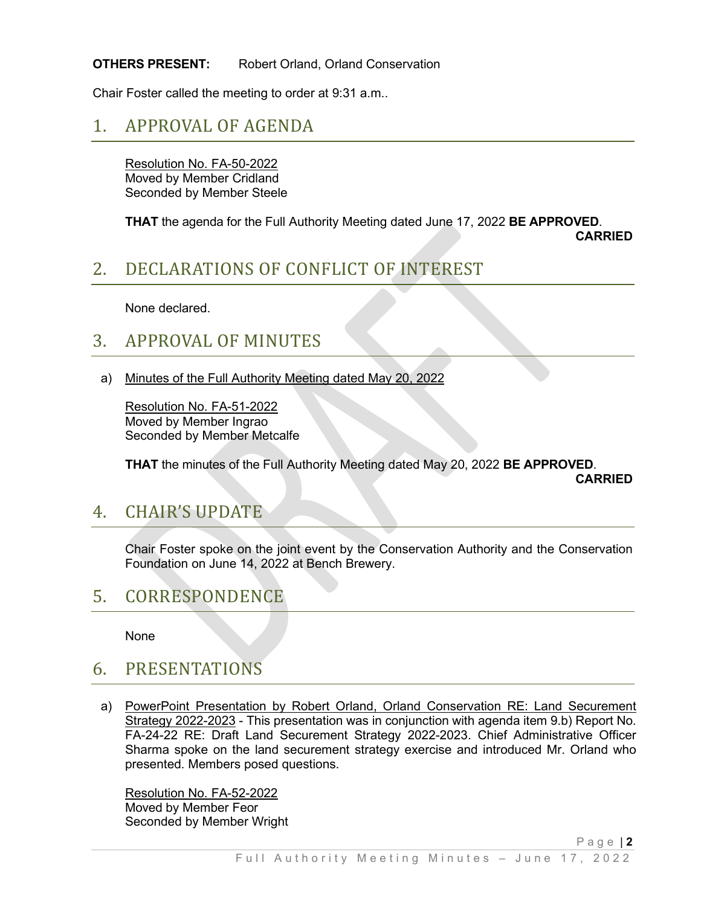**OTHERS PRESENT:** Robert Orland, Orland Conservation

Chair Foster called the meeting to order at 9:31 a.m..

# 1. APPROVAL OF AGENDA

Resolution No. FA-50-2022
Moved by Member Cridland
Seconded by Member Steele

**THAT** the agenda for the Full Authority Meeting dated June 17, 2022 **BE APPROVED**.

**CARRIED**

# 2. DECLARATIONS OF CONFLICT OF INTEREST

None declared.

# 3. APPROVAL OF MINUTES

a) Minutes of the Full Authority Meeting dated May 20, 2022

Resolution No. FA-51-2022
Moved by Member Ingrao
Seconded by Member Metcalfe

**THAT** the minutes of the Full Authority Meeting dated May 20, 2022 **BE APPROVED**.

**CARRIED**

# 4. CHAIR'S UPDATE

Chair Foster spoke on the joint event by the Conservation Authority and the Conservation Foundation on June 14, 2022 at Bench Brewery.

# 5. CORRESPONDENCE

None

# 6. PRESENTATIONS

a) PowerPoint Presentation by Robert Orland, Orland Conservation RE: Land Securement Strategy 2022-2023 - This presentation was in conjunction with agenda item 9.b) Report No. FA-24-22 RE: Draft Land Securement Strategy 2022-2023. Chief Administrative Officer Sharma spoke on the land securement strategy exercise and introduced Mr. Orland who presented. Members posed questions.

Resolution No. FA-52-2022
Moved by Member Feor
Seconded by Member Wright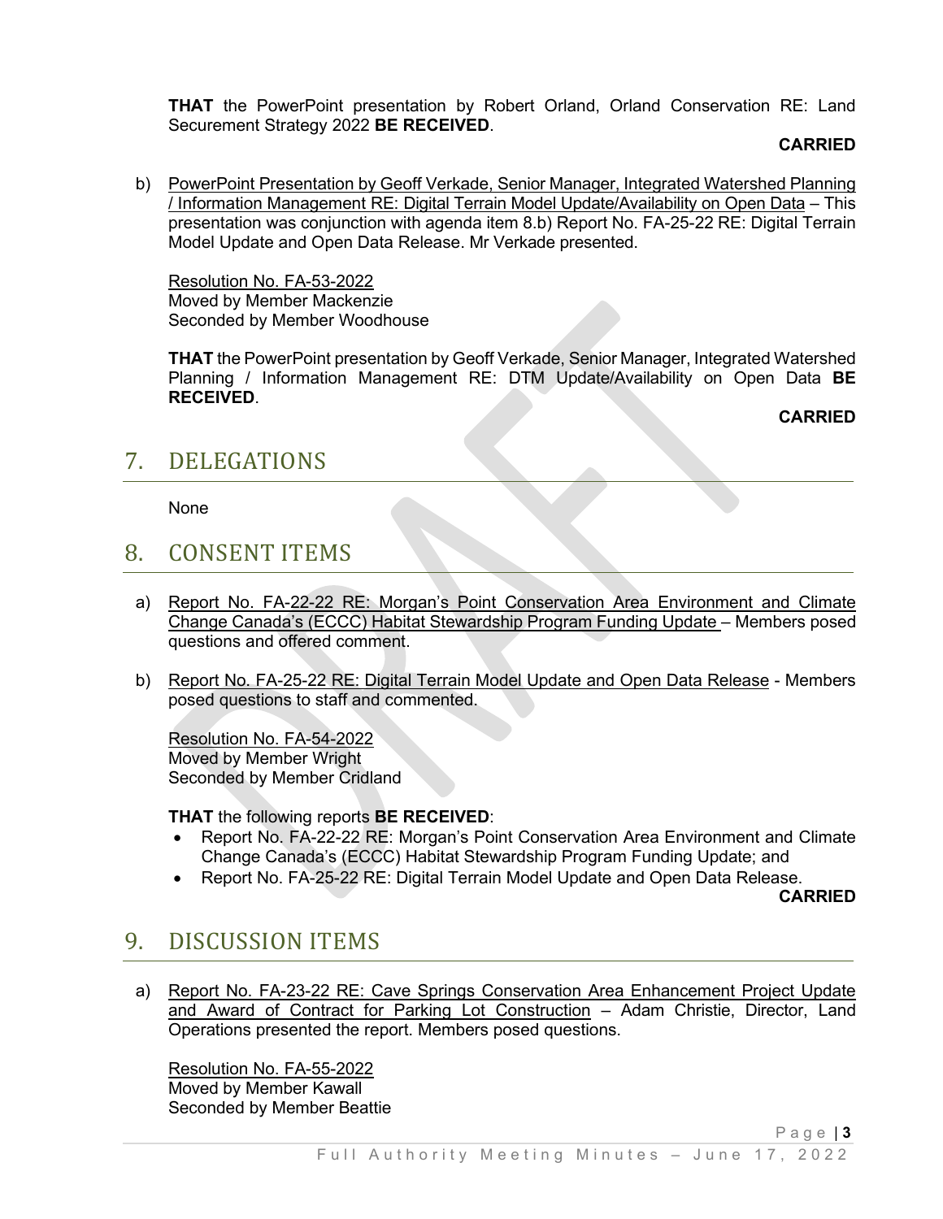**THAT** the PowerPoint presentation by Robert Orland, Orland Conservation RE: Land Securement Strategy 2022 **BE RECEIVED**.

**CARRIED**

b) PowerPoint Presentation by Geoff Verkade, Senior Manager, Integrated Watershed Planning / Information Management RE: Digital Terrain Model Update/Availability on Open Data – This presentation was conjunction with agenda item 8.b) Report No. FA-25-22 RE: Digital Terrain Model Update and Open Data Release. Mr Verkade presented.

Resolution No. FA-53-2022
Moved by Member Mackenzie
Seconded by Member Woodhouse

**THAT** the PowerPoint presentation by Geoff Verkade, Senior Manager, Integrated Watershed Planning / Information Management RE: DTM Update/Availability on Open Data **BE RECEIVED**.

**CARRIED**

## 7. DELEGATIONS

None

## 8. CONSENT ITEMS

a) Report No. FA-22-22 RE: Morgan's Point Conservation Area Environment and Climate Change Canada's (ECCC) Habitat Stewardship Program Funding Update – Members posed questions and offered comment.

b) Report No. FA-25-22 RE: Digital Terrain Model Update and Open Data Release - Members posed questions to staff and commented.

Resolution No. FA-54-2022
Moved by Member Wright
Seconded by Member Cridland

**THAT** the following reports **BE RECEIVED**:

- Report No. FA-22-22 RE: Morgan's Point Conservation Area Environment and Climate Change Canada's (ECCC) Habitat Stewardship Program Funding Update; and
- Report No. FA-25-22 RE: Digital Terrain Model Update and Open Data Release.

**CARRIED**

## 9. DISCUSSION ITEMS

a) Report No. FA-23-22 RE: Cave Springs Conservation Area Enhancement Project Update and Award of Contract for Parking Lot Construction – Adam Christie, Director, Land Operations presented the report. Members posed questions.

Resolution No. FA-55-2022
Moved by Member Kawall
Seconded by Member Beattie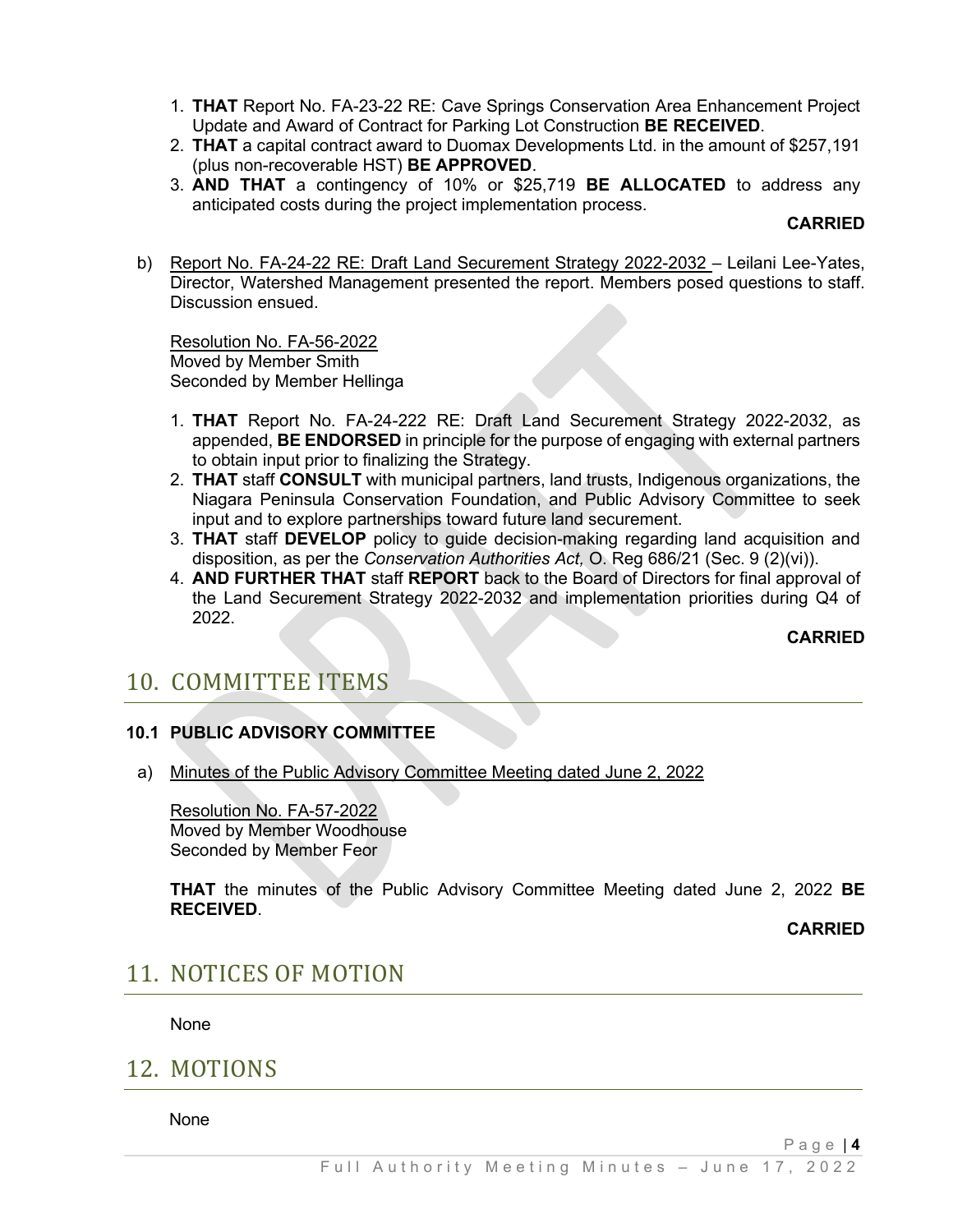1. **THAT** Report No. FA-23-22 RE: Cave Springs Conservation Area Enhancement Project Update and Award of Contract for Parking Lot Construction **BE RECEIVED**.
2. **THAT** a capital contract award to Duomax Developments Ltd. in the amount of $257,191 (plus non-recoverable HST) **BE APPROVED**.
3. **AND THAT** a contingency of 10% or $25,719 **BE ALLOCATED** to address any anticipated costs during the project implementation process.

**CARRIED**

b) Report No. FA-24-22 RE: Draft Land Securement Strategy 2022-2032 – Leilani Lee-Yates, Director, Watershed Management presented the report. Members posed questions to staff. Discussion ensued.

Resolution No. FA-56-2022
Moved by Member Smith
Seconded by Member Hellinga

1. **THAT** Report No. FA-24-222 RE: Draft Land Securement Strategy 2022-2032, as appended, **BE ENDORSED** in principle for the purpose of engaging with external partners to obtain input prior to finalizing the Strategy.
2. **THAT** staff **CONSULT** with municipal partners, land trusts, Indigenous organizations, the Niagara Peninsula Conservation Foundation, and Public Advisory Committee to seek input and to explore partnerships toward future land securement.
3. **THAT** staff **DEVELOP** policy to guide decision-making regarding land acquisition and disposition, as per the *Conservation Authorities Act,* O. Reg 686/21 (Sec. 9 (2)(vi)).
4. **AND FURTHER THAT** staff **REPORT** back to the Board of Directors for final approval of the Land Securement Strategy 2022-2032 and implementation priorities during Q4 of 2022.

**CARRIED**

# 10. COMMITTEE ITEMS

### 10.1 PUBLIC ADVISORY COMMITTEE

a) Minutes of the Public Advisory Committee Meeting dated June 2, 2022

Resolution No. FA-57-2022
Moved by Member Woodhouse
Seconded by Member Feor

**THAT** the minutes of the Public Advisory Committee Meeting dated June 2, 2022 **BE RECEIVED**.

**CARRIED**

# 11. NOTICES OF MOTION

None

# 12. MOTIONS

None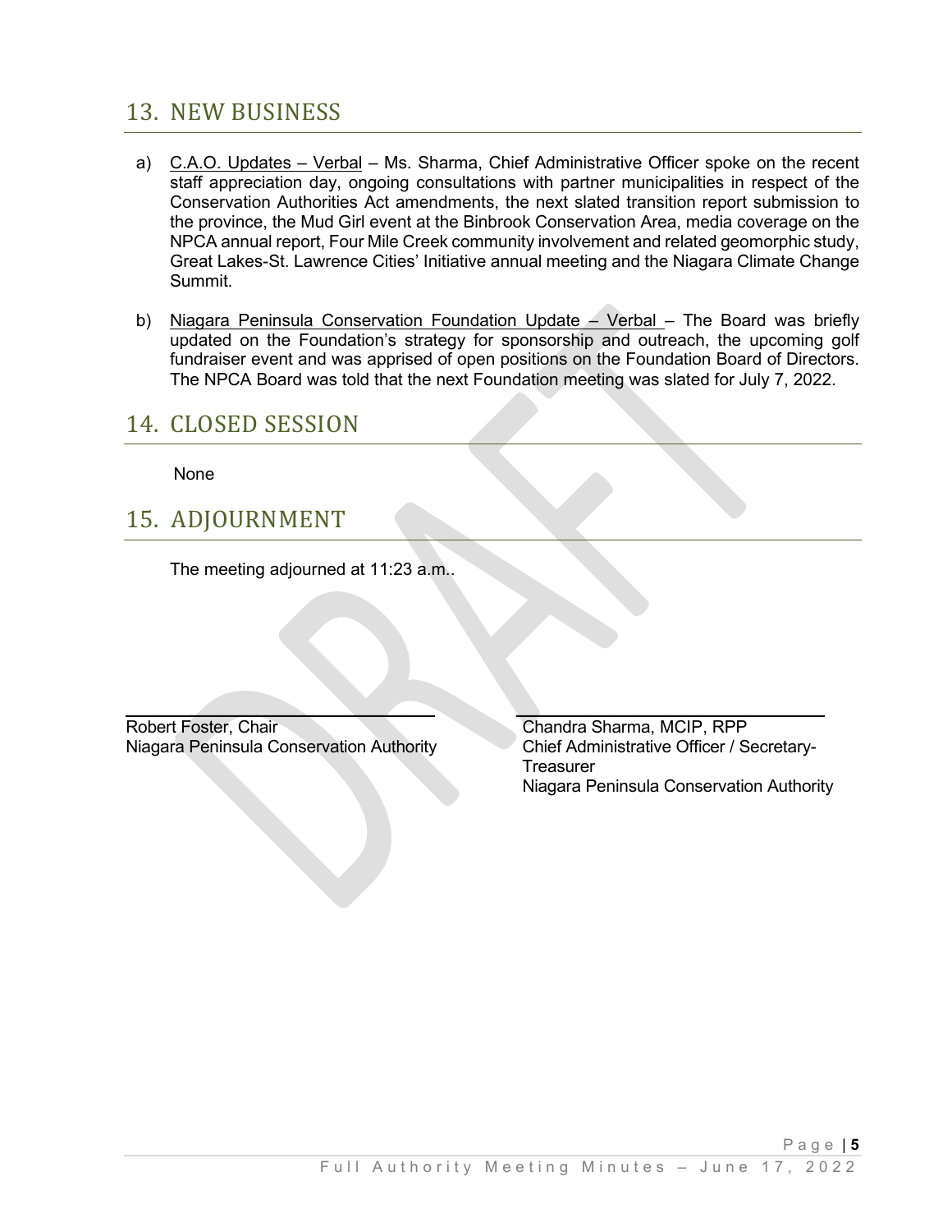## 13. NEW BUSINESS

a) C.A.O. Updates – Verbal – Ms. Sharma, Chief Administrative Officer spoke on the recent staff appreciation day, ongoing consultations with partner municipalities in respect of the Conservation Authorities Act amendments, the next slated transition report submission to the province, the Mud Girl event at the Binbrook Conservation Area, media coverage on the NPCA annual report, Four Mile Creek community involvement and related geomorphic study, Great Lakes-St. Lawrence Cities' Initiative annual meeting and the Niagara Climate Change Summit.

b) Niagara Peninsula Conservation Foundation Update – Verbal – The Board was briefly updated on the Foundation's strategy for sponsorship and outreach, the upcoming golf fundraiser event and was apprised of open positions on the Foundation Board of Directors. The NPCA Board was told that the next Foundation meeting was slated for July 7, 2022.

## 14. CLOSED SESSION

None

## 15. ADJOURNMENT

The meeting adjourned at 11:23 a.m..

Robert Foster, Chair
Niagara Peninsula Conservation Authority

Chandra Sharma, MCIP, RPP
Chief Administrative Officer / Secretary-Treasurer
Niagara Peninsula Conservation Authority